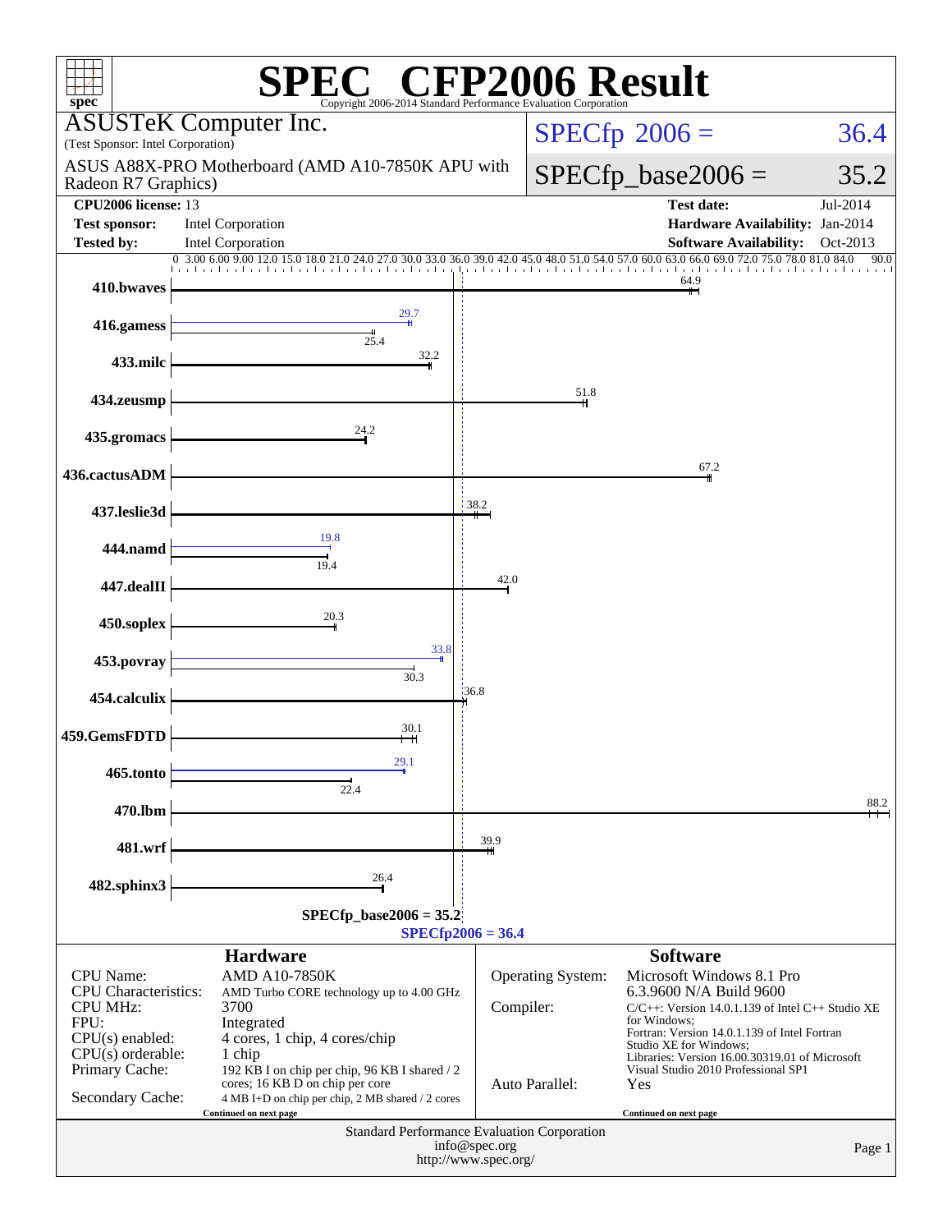# SPEC® CFP2006 Result

Copyright 2006-2014 Standard Performance Evaluation Corporation

**ASUSTeK Computer Inc.**
(Test Sponsor: Intel Corporation)

ASUS A88X-PRO Motherboard (AMD A10-7850K APU with Radeon R7 Graphics)

| | |
|---|---|
| SPECfp 2006 = | 36.4 |
| SPECfp_base2006 = | 35.2 |

| | | | |
|---|---|---|---|
| **CPU2006 license:** 13 | | **Test date:** | Jul-2014 |
| **Test sponsor:** | Intel Corporation | **Hardware Availability:** | Jan-2014 |
| **Tested by:** | Intel Corporation | **Software Availability:** | Oct-2013 |

| Benchmark | Peak | Base |
|---|---|---|
| 410.bwaves | | 64.9 |
| 416.gamess | 29.7 | 25.4 |
| 433.milc | | 32.2 |
| 434.zeusmp | | 51.8 |
| 435.gromacs | | 24.2 |
| 436.cactusADM | | 67.2 |
| 437.leslie3d | | 38.2 |
| 444.namd | 19.8 | 19.4 |
| 447.dealII | | 42.0 |
| 450.soplex | | 20.3 |
| 453.povray | 33.8 | 30.3 |
| 454.calculix | | 36.8 |
| 459.GemsFDTD | | 30.1 |
| 465.tonto | 29.1 | 22.4 |
| 470.lbm | | 88.2 |
| 481.wrf | | 39.9 |
| 482.sphinx3 | | 26.4 |

SPECfp_base2006 = 35.2

SPECfp2006 = 36.4

## Hardware

| | |
|---|---|
| CPU Name: | AMD A10-7850K |
| CPU Characteristics: | AMD Turbo CORE technology up to 4.00 GHz |
| CPU MHz: | 3700 |
| FPU: | Integrated |
| CPU(s) enabled: | 4 cores, 1 chip, 4 cores/chip |
| CPU(s) orderable: | 1 chip |
| Primary Cache: | 192 KB I on chip per chip, 96 KB I shared / 2 cores; 16 KB D on chip per core |
| Secondary Cache: | 4 MB I+D on chip per chip, 2 MB shared / 2 cores |

Continued on next page

## Software

| | |
|---|---|
| Operating System: | Microsoft Windows 8.1 Pro 6.3.9600 N/A Build 9600 |
| Compiler: | C/C++: Version 14.0.1.139 of Intel C++ Studio XE for Windows; Fortran: Version 14.0.1.139 of Intel Fortran Studio XE for Windows; Libraries: Version 16.00.30319.01 of Microsoft Visual Studio 2010 Professional SP1 |
| Auto Parallel: | Yes |

Continued on next page

Standard Performance Evaluation Corporation
info@spec.org
http://www.spec.org/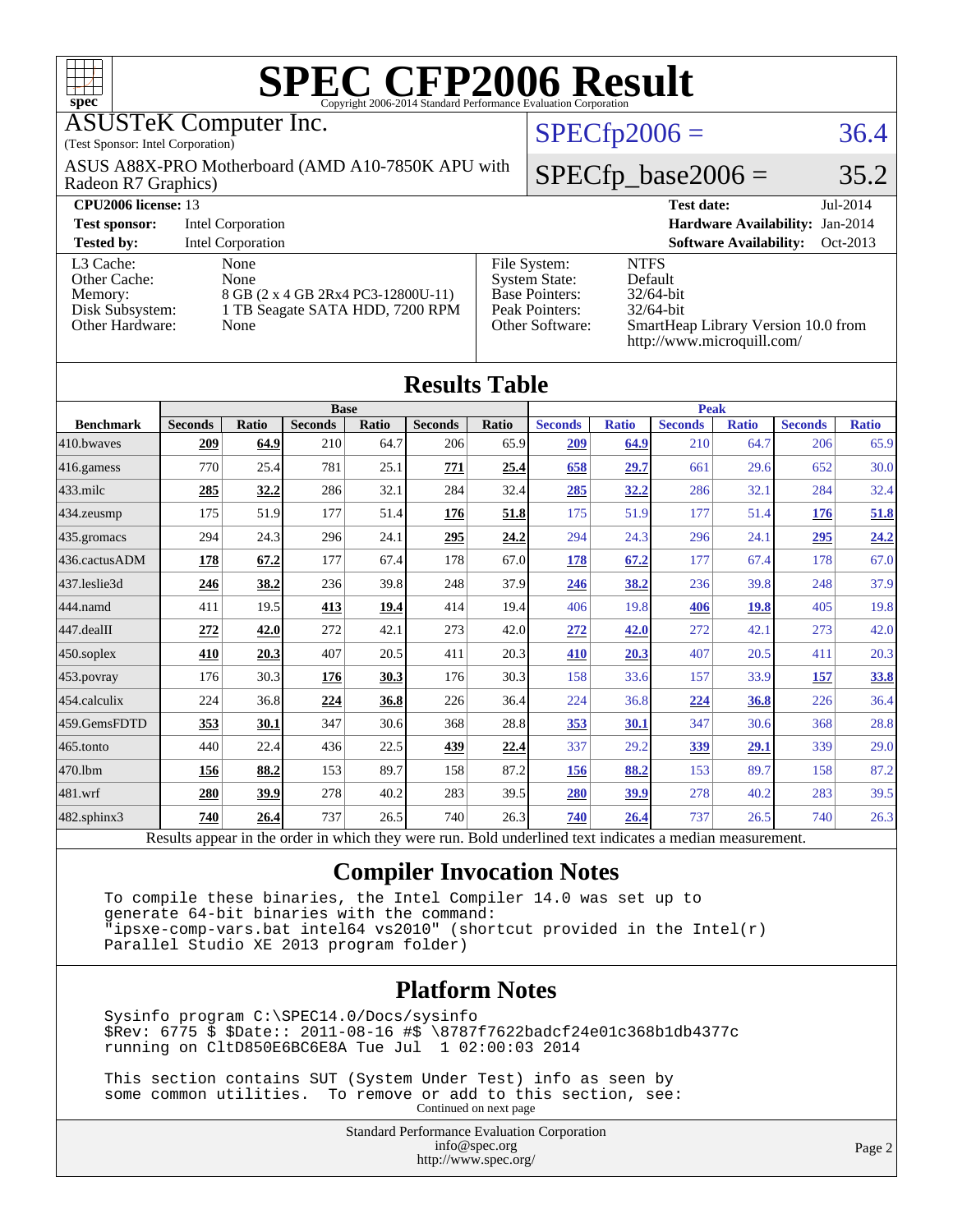# SPEC CFP2006 Result

Copyright 2006-2014 Standard Performance Evaluation Corporation

ASUSTeK Computer Inc.
(Test Sponsor: Intel Corporation)

ASUS A88X-PRO Motherboard (AMD A10-7850K APU with Radeon R7 Graphics)

SPECfp2006 = 36.4

SPECfp_base2006 = 35.2

| | | | |
|---|---|---|---|
| **CPU2006 license:** 13 | | **Test date:** | Jul-2014 |
| **Test sponsor:** | Intel Corporation | **Hardware Availability:** | Jan-2014 |
| **Tested by:** | Intel Corporation | **Software Availability:** | Oct-2013 |

| | |
|---|---|
| L3 Cache: | None |
| Other Cache: | None |
| Memory: | 8 GB (2 x 4 GB 2Rx4 PC3-12800U-11) |
| Disk Subsystem: | 1 TB Seagate SATA HDD, 7200 RPM |
| Other Hardware: | None |

| | |
|---|---|
| File System: | NTFS |
| System State: | Default |
| Base Pointers: | 32/64-bit |
| Peak Pointers: | 32/64-bit |
| Other Software: | SmartHeap Library Version 10.0 from http://www.microquill.com/ |

## Results Table

| Benchmark | Base | | | | | | Peak | | | | | |
|---|---|---|---|---|---|---|---|---|---|---|---|---|
| | Seconds | Ratio | Seconds | Ratio | Seconds | Ratio | Seconds | Ratio | Seconds | Ratio | Seconds | Ratio |
| 410.bwaves | **209** | **64.9** | 210 | 64.7 | 206 | 65.9 | **209** | **64.9** | 210 | 64.7 | 206 | 65.9 |
| 416.gamess | 770 | 25.4 | 781 | 25.1 | **771** | **25.4** | **658** | **29.7** | 661 | 29.6 | 652 | 30.0 |
| 433.milc | **285** | **32.2** | 286 | 32.1 | 284 | 32.4 | **285** | **32.2** | 286 | 32.1 | 284 | 32.4 |
| 434.zeusmp | 175 | 51.9 | 177 | 51.4 | **176** | **51.8** | 175 | 51.9 | 177 | 51.4 | **176** | **51.8** |
| 435.gromacs | 294 | 24.3 | 296 | 24.1 | **295** | **24.2** | 294 | 24.3 | 296 | 24.1 | **295** | **24.2** |
| 436.cactusADM | **178** | **67.2** | 177 | 67.4 | 178 | 67.0 | **178** | **67.2** | 177 | 67.4 | 178 | 67.0 |
| 437.leslie3d | **246** | **38.2** | 236 | 39.8 | 248 | 37.9 | **246** | **38.2** | 236 | 39.8 | 248 | 37.9 |
| 444.namd | 411 | 19.5 | **413** | **19.4** | 414 | 19.4 | 406 | 19.8 | **406** | **19.8** | 405 | 19.8 |
| 447.dealII | **272** | **42.0** | 272 | 42.1 | 273 | 42.0 | **272** | **42.0** | 272 | 42.1 | 273 | 42.0 |
| 450.soplex | **410** | **20.3** | 407 | 20.5 | 411 | 20.3 | **410** | **20.3** | 407 | 20.5 | 411 | 20.3 |
| 453.povray | 176 | 30.3 | **176** | **30.3** | 176 | 30.3 | 158 | 33.6 | 157 | 33.9 | **157** | **33.8** |
| 454.calculix | 224 | 36.8 | **224** | **36.8** | 226 | 36.4 | 224 | 36.8 | **224** | **36.8** | 226 | 36.4 |
| 459.GemsFDTD | **353** | **30.1** | 347 | 30.6 | 368 | 28.8 | **353** | **30.1** | 347 | 30.6 | 368 | 28.8 |
| 465.tonto | 440 | 22.4 | 436 | 22.5 | **439** | **22.4** | 337 | 29.2 | **339** | **29.1** | 339 | 29.0 |
| 470.lbm | **156** | **88.2** | 153 | 89.7 | 158 | 87.2 | **156** | **88.2** | 153 | 89.7 | 158 | 87.2 |
| 481.wrf | **280** | **39.9** | 278 | 40.2 | 283 | 39.5 | **280** | **39.9** | 278 | 40.2 | 283 | 39.5 |
| 482.sphinx3 | **740** | **26.4** | 737 | 26.5 | 740 | 26.3 | **740** | **26.4** | 737 | 26.5 | 740 | 26.3 |

Results appear in the order in which they were run. Bold underlined text indicates a median measurement.

## Compiler Invocation Notes

```
To compile these binaries, the Intel Compiler 14.0 was set up to
generate 64-bit binaries with the command:
"ipsxe-comp-vars.bat intel64 vs2010" (shortcut provided in the Intel(r)
Parallel Studio XE 2013 program folder)
```

## Platform Notes

```
Sysinfo program C:\SPEC14.0/Docs/sysinfo
$Rev: 6775 $ $Date:: 2011-08-16 #$ \8787f7622badcf24e01c368b1db4377c
running on CltD850E6BC6E8A Tue Jul  1 02:00:03 2014

This section contains SUT (System Under Test) info as seen by
some common utilities.  To remove or add to this section, see:
```

Continued on next page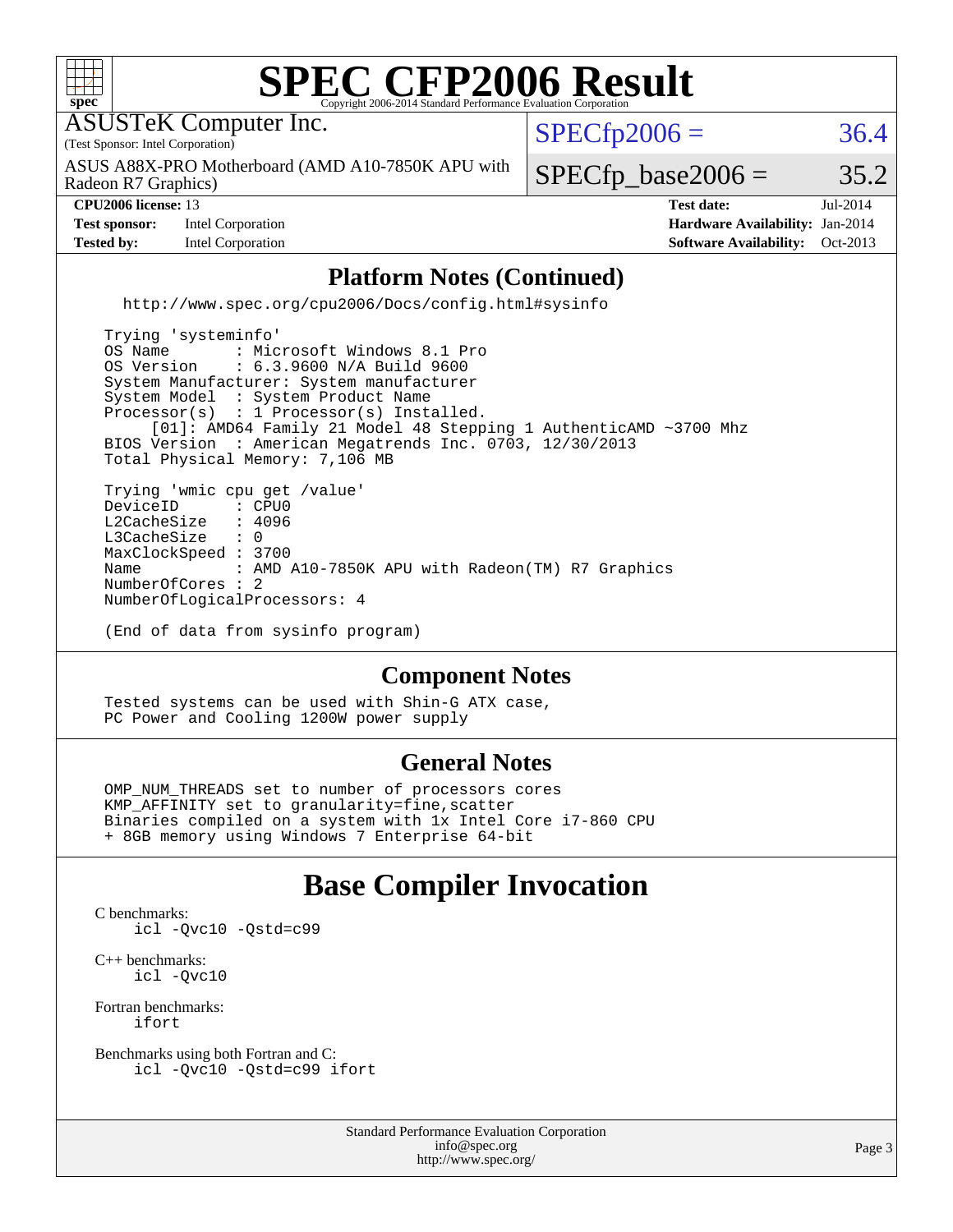## Platform Notes (Continued)

```
http://www.spec.org/cpu2006/Docs/config.html#sysinfo

Trying 'systeminfo'
OS Name        : Microsoft Windows 8.1 Pro
OS Version     : 6.3.9600 N/A Build 9600
System Manufacturer: System manufacturer
System Model   : System Product Name
Processor(s)   : 1 Processor(s) Installed.
     [01]: AMD64 Family 21 Model 48 Stepping 1 AuthenticAMD ~3700 Mhz
BIOS Version   : American Megatrends Inc. 0703, 12/30/2013
Total Physical Memory: 7,106 MB

Trying 'wmic cpu get /value'
DeviceID       : CPU0
L2CacheSize    : 4096
L3CacheSize    : 0
MaxClockSpeed  : 3700
Name           : AMD A10-7850K APU with Radeon(TM) R7 Graphics
NumberOfCores  : 2
NumberOfLogicalProcessors: 4

(End of data from sysinfo program)
```

## Component Notes

```
Tested systems can be used with Shin-G ATX case,
PC Power and Cooling 1200W power supply
```

## General Notes

```
OMP_NUM_THREADS set to number of processors cores
KMP_AFFINITY set to granularity=fine,scatter
Binaries compiled on a system with 1x Intel Core i7-860 CPU
+ 8GB memory using Windows 7 Enterprise 64-bit
```

# Base Compiler Invocation

C benchmarks:
```
icl -Qvc10 -Qstd=c99
```

C++ benchmarks:
```
icl -Qvc10
```

Fortran benchmarks:
```
ifort
```

Benchmarks using both Fortran and C:
```
icl -Qvc10 -Qstd=c99 ifort
```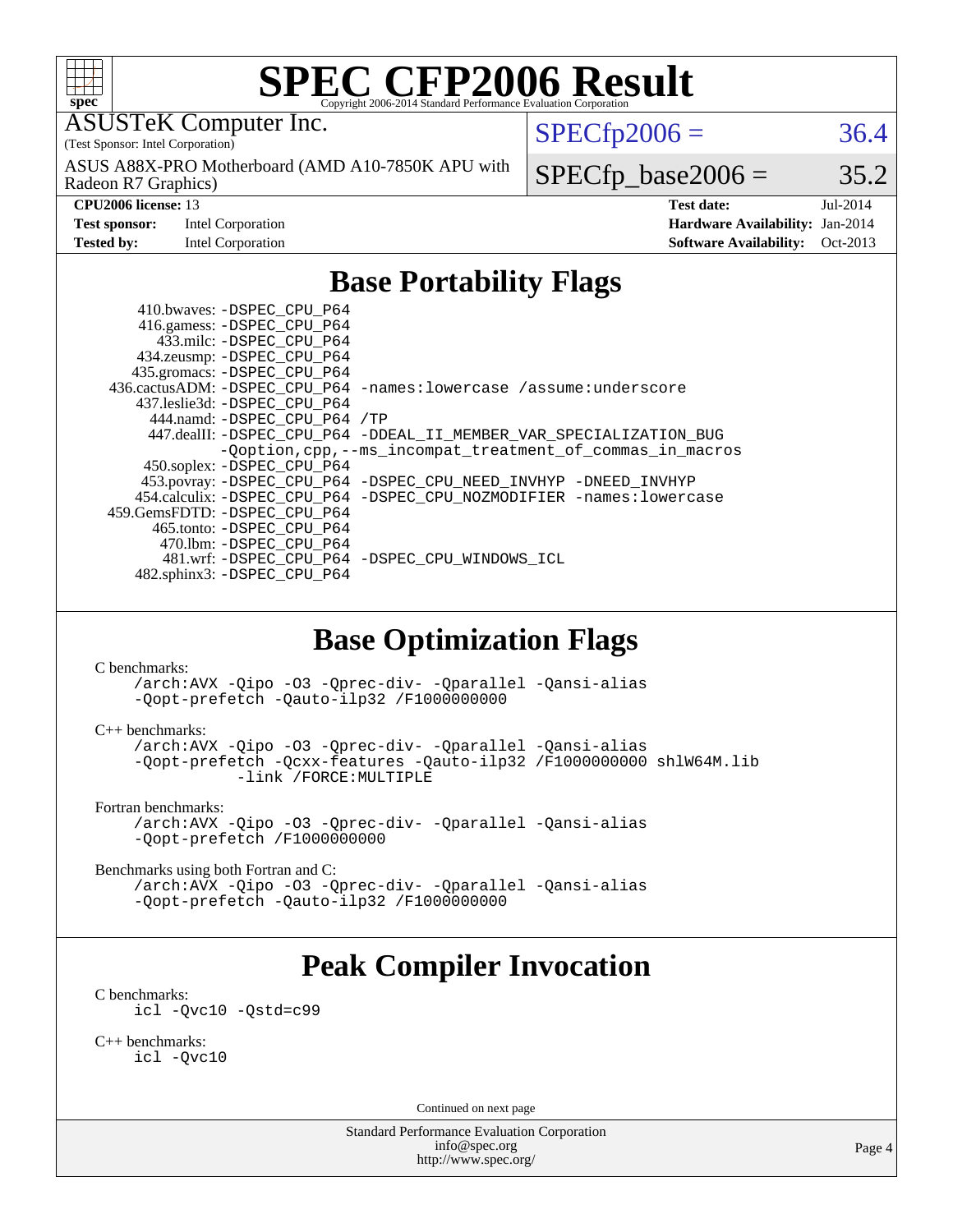# SPEC CFP2006 Result

Copyright 2006-2014 Standard Performance Evaluation Corporation

ASUSTeK Computer Inc.
(Test Sponsor: Intel Corporation)

ASUS A88X-PRO Motherboard (AMD A10-7850K APU with Radeon R7 Graphics)

SPECfp2006 = 36.4

SPECfp_base2006 = 35.2

| | | | |
|---|---|---|---|
| **CPU2006 license:** | 13 | **Test date:** | Jul-2014 |
| **Test sponsor:** | Intel Corporation | **Hardware Availability:** | Jan-2014 |
| **Tested by:** | Intel Corporation | **Software Availability:** | Oct-2013 |

## Base Portability Flags

```
410.bwaves: -DSPEC_CPU_P64
416.gamess: -DSPEC_CPU_P64
433.milc: -DSPEC_CPU_P64
434.zeusmp: -DSPEC_CPU_P64
435.gromacs: -DSPEC_CPU_P64
436.cactusADM: -DSPEC_CPU_P64 -names:lowercase /assume:underscore
437.leslie3d: -DSPEC_CPU_P64
444.namd: -DSPEC_CPU_P64 /TP
447.dealII: -DSPEC_CPU_P64 -DDEAL_II_MEMBER_VAR_SPECIALIZATION_BUG
            -Qoption,cpp,--ms_incompat_treatment_of_commas_in_macros
450.soplex: -DSPEC_CPU_P64
453.povray: -DSPEC_CPU_P64 -DSPEC_CPU_NEED_INVHYP -DNEED_INVHYP
454.calculix: -DSPEC_CPU_P64 -DSPEC_CPU_NOZMODIFIER -names:lowercase
459.GemsFDTD: -DSPEC_CPU_P64
465.tonto: -DSPEC_CPU_P64
470.lbm: -DSPEC_CPU_P64
481.wrf: -DSPEC_CPU_P64 -DSPEC_CPU_WINDOWS_ICL
482.sphinx3: -DSPEC_CPU_P64
```

## Base Optimization Flags

C benchmarks:

```
/arch:AVX -Qipo -O3 -Qprec-div- -Qparallel -Qansi-alias
-Qopt-prefetch -Qauto-ilp32 /F1000000000
```

C++ benchmarks:

```
/arch:AVX -Qipo -O3 -Qprec-div- -Qparallel -Qansi-alias
-Qopt-prefetch -Qcxx-features -Qauto-ilp32 /F1000000000 shlW64M.lib
         -link /FORCE:MULTIPLE
```

Fortran benchmarks:

```
/arch:AVX -Qipo -O3 -Qprec-div- -Qparallel -Qansi-alias
-Qopt-prefetch /F1000000000
```

Benchmarks using both Fortran and C:

```
/arch:AVX -Qipo -O3 -Qprec-div- -Qparallel -Qansi-alias
-Qopt-prefetch -Qauto-ilp32 /F1000000000
```

## Peak Compiler Invocation

C benchmarks:

```
icl -Qvc10 -Qstd=c99
```

C++ benchmarks:

```
icl -Qvc10
```

Continued on next page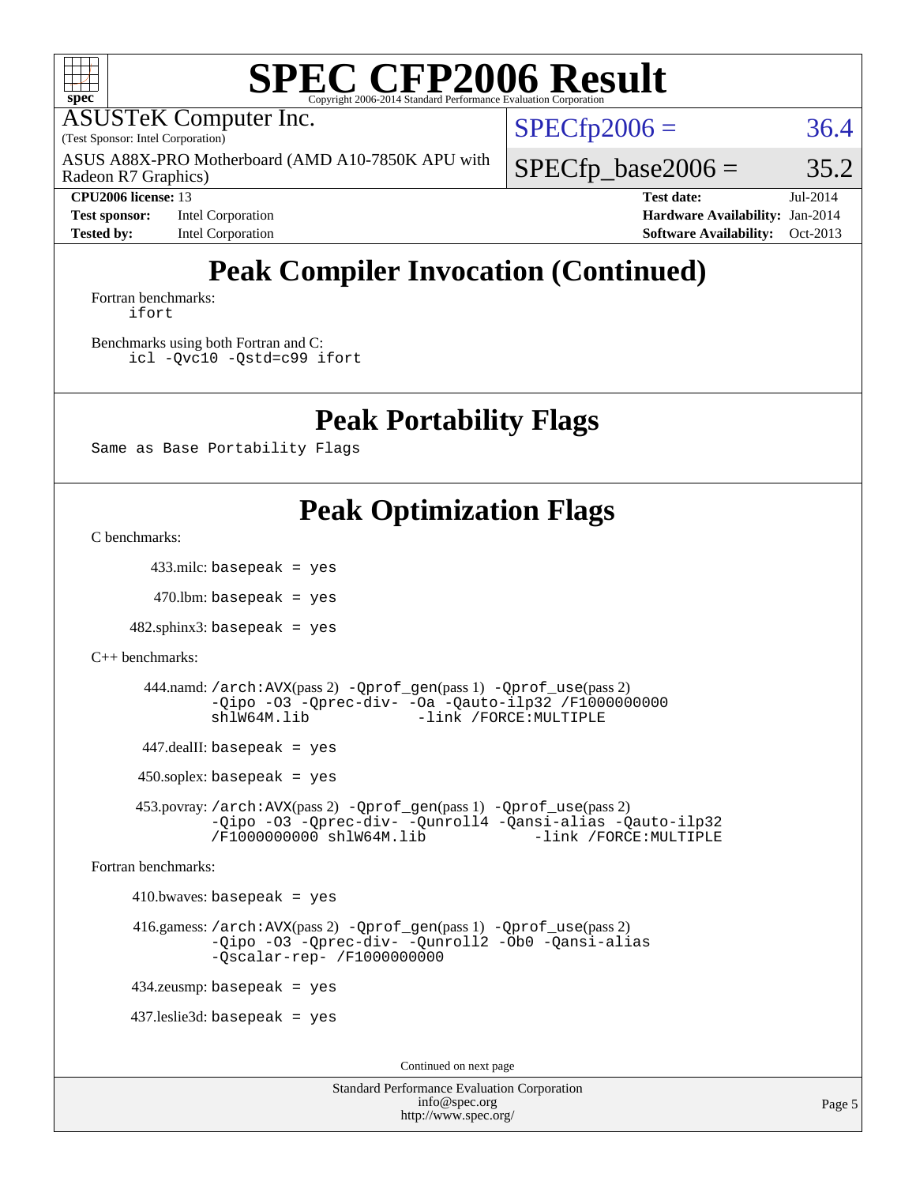# SPEC CFP2006 Result

Copyright 2006-2014 Standard Performance Evaluation Corporation

ASUSTeK Computer Inc.
(Test Sponsor: Intel Corporation)

ASUS A88X-PRO Motherboard (AMD A10-7850K APU with Radeon R7 Graphics)

SPECfp2006 = 36.4

SPECfp_base2006 = 35.2

| | | | |
|---|---|---|---|
| **CPU2006 license:** 13 | | **Test date:** | Jul-2014 |
| **Test sponsor:** | Intel Corporation | **Hardware Availability:** | Jan-2014 |
| **Tested by:** | Intel Corporation | **Software Availability:** | Oct-2013 |

## Peak Compiler Invocation (Continued)

Fortran benchmarks:

```
ifort
```

Benchmarks using both Fortran and C:

```
icl -Qvc10 -Qstd=c99 ifort
```

## Peak Portability Flags

```
Same as Base Portability Flags
```

## Peak Optimization Flags

C benchmarks:

433.milc: `basepeak = yes`

470.lbm: `basepeak = yes`

482.sphinx3: `basepeak = yes`

C++ benchmarks:

444.namd: `/arch:AVX`(pass 2) `-Qprof_gen`(pass 1) `-Qprof_use`(pass 2) `-Qipo -O3 -Qprec-div- -Oa -Qauto-ilp32 /F1000000000 shlW64M.lib -link /FORCE:MULTIPLE`

447.dealII: `basepeak = yes`

450.soplex: `basepeak = yes`

453.povray: `/arch:AVX`(pass 2) `-Qprof_gen`(pass 1) `-Qprof_use`(pass 2) `-Qipo -O3 -Qprec-div- -Qunroll4 -Qansi-alias -Qauto-ilp32 /F1000000000 shlW64M.lib -link /FORCE:MULTIPLE`

Fortran benchmarks:

410.bwaves: `basepeak = yes`

416.gamess: `/arch:AVX`(pass 2) `-Qprof_gen`(pass 1) `-Qprof_use`(pass 2) `-Qipo -O3 -Qprec-div- -Qunroll2 -Ob0 -Qansi-alias -Qscalar-rep- /F1000000000`

434.zeusmp: `basepeak = yes`

437.leslie3d: `basepeak = yes`

Continued on next page

Standard Performance Evaluation Corporation
info@spec.org
http://www.spec.org/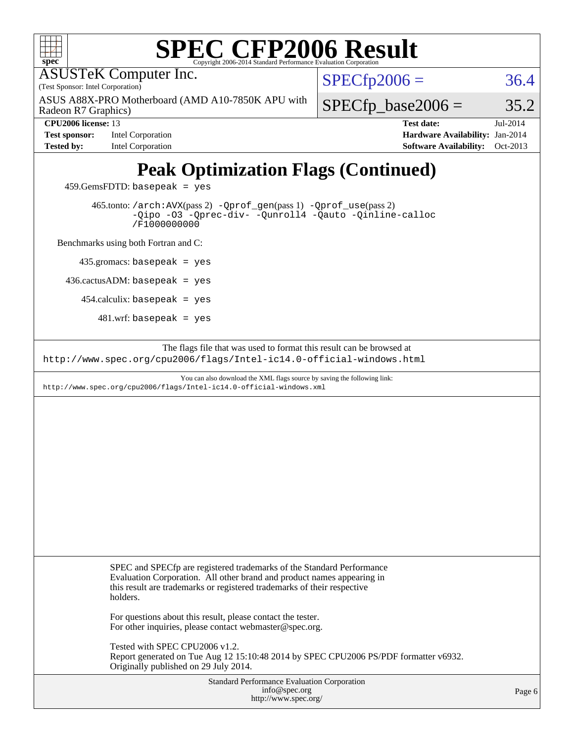# SPEC CFP2006 Result

Copyright 2006-2014 Standard Performance Evaluation Corporation

ASUSTeK Computer Inc.
(Test Sponsor: Intel Corporation)

ASUS A88X-PRO Motherboard (AMD A10-7850K APU with Radeon R7 Graphics)

SPECfp2006 = 36.4

SPECfp_base2006 = 35.2

| | | | |
|---|---|---|---|
| **CPU2006 license:** 13 | | **Test date:** | Jul-2014 |
| **Test sponsor:** | Intel Corporation | **Hardware Availability:** | Jan-2014 |
| **Tested by:** | Intel Corporation | **Software Availability:** | Oct-2013 |

## Peak Optimization Flags (Continued)

459.GemsFDTD: `basepeak = yes`

465.tonto: `/arch:AVX`(pass 2) `-Qprof_gen`(pass 1) `-Qprof_use`(pass 2) `-Qipo -O3 -Qprec-div- -Qunroll4 -Qauto -Qinline-calloc /F1000000000`

Benchmarks using both Fortran and C:

435.gromacs: `basepeak = yes`

436.cactusADM: `basepeak = yes`

454.calculix: `basepeak = yes`

481.wrf: `basepeak = yes`

The flags file that was used to format this result can be browsed at
http://www.spec.org/cpu2006/flags/Intel-ic14.0-official-windows.html

You can also download the XML flags source by saving the following link:
http://www.spec.org/cpu2006/flags/Intel-ic14.0-official-windows.xml

SPEC and SPECfp are registered trademarks of the Standard Performance Evaluation Corporation. All other brand and product names appearing in this result are trademarks or registered trademarks of their respective holders.

For questions about this result, please contact the tester.
For other inquiries, please contact webmaster@spec.org.

Tested with SPEC CPU2006 v1.2.
Report generated on Tue Aug 12 15:10:48 2014 by SPEC CPU2006 PS/PDF formatter v6932.
Originally published on 29 July 2014.